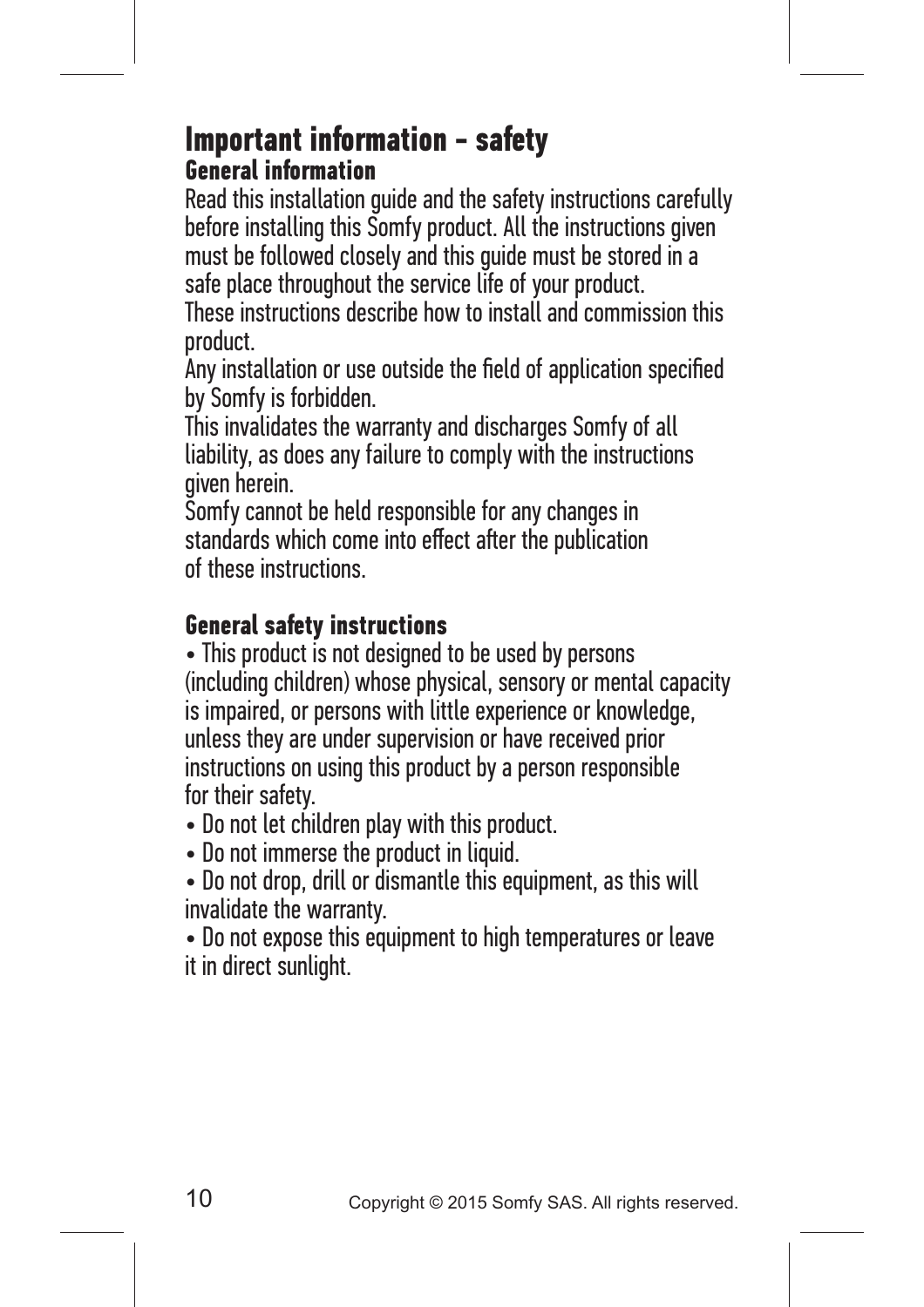# Important information - safety

## General information

Read this installation guide and the safety instructions carefully before installing this Somfy product. All the instructions given must be followed closely and this guide must be stored in a safe place throughout the service life of your product.
These instructions describe how to install and commission this product.
Any installation or use outside the field of application specified by Somfy is forbidden.
This invalidates the warranty and discharges Somfy of all liability, as does any failure to comply with the instructions given herein.
Somfy cannot be held responsible for any changes in standards which come into effect after the publication of these instructions.

## General safety instructions

- This product is not designed to be used by persons (including children) whose physical, sensory or mental capacity is impaired, or persons with little experience or knowledge, unless they are under supervision or have received prior instructions on using this product by a person responsible for their safety.
- Do not let children play with this product.
- Do not immerse the product in liquid.
- Do not drop, drill or dismantle this equipment, as this will invalidate the warranty.
- Do not expose this equipment to high temperatures or leave it in direct sunlight.

Copyright © 2015 Somfy SAS. All rights reserved.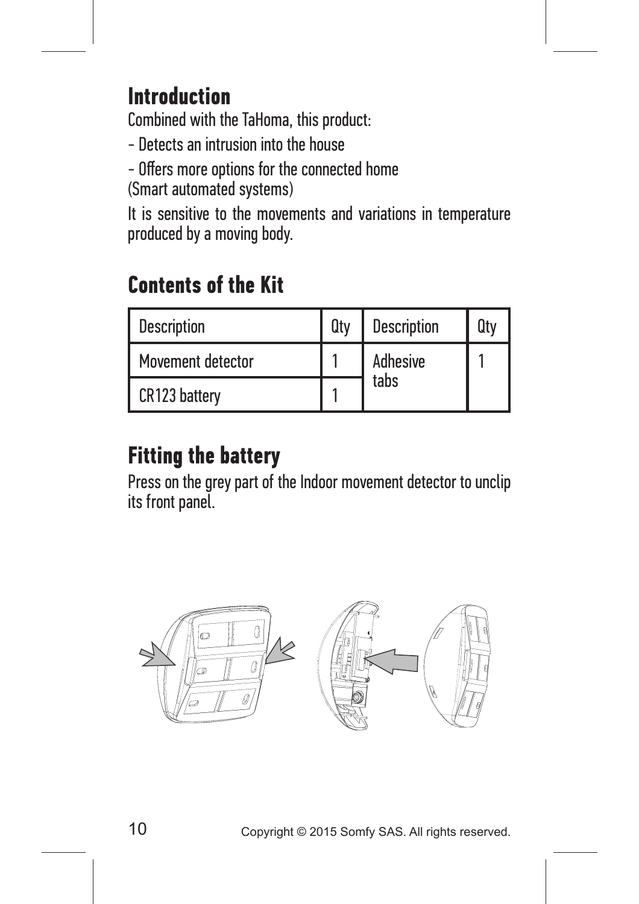## Introduction

Combined with the TaHoma, this product:

- Detects an intrusion into the house
- Offers more options for the connected home (Smart automated systems)

It is sensitive to the movements and variations in temperature produced by a moving body.

## Contents of the Kit

| Description | Qty | Description | Qty |
| --- | --- | --- | --- |
| Movement detector | 1 | Adhesive tabs | 1 |
| CR123 battery | 1 | | |

## Fitting the battery

Press on the grey part of the Indoor movement detector to unclip its front panel.

Copyright © 2015 Somfy SAS. All rights reserved.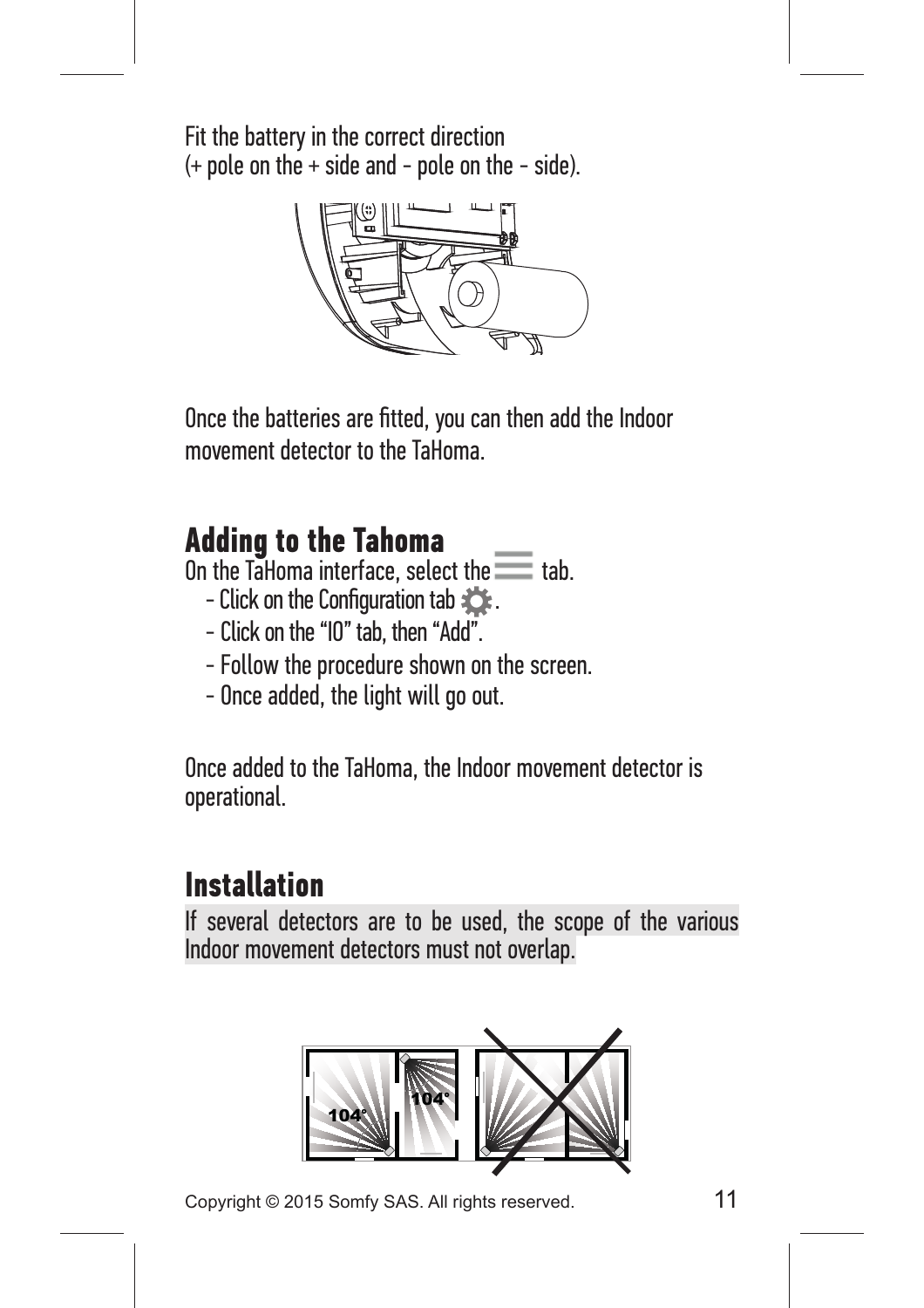Fit the battery in the correct direction
(+ pole on the + side and - pole on the - side).

Once the batteries are fitted, you can then add the Indoor movement detector to the TaHoma.

## Adding to the Tahoma

On the TaHoma interface, select the tab.

- Click on the Configuration tab .
- Click on the “IO” tab, then “Add”.
- Follow the procedure shown on the screen.
- Once added, the light will go out.

Once added to the TaHoma, the Indoor movement detector is operational.

## Installation

If several detectors are to be used, the scope of the various Indoor movement detectors must not overlap.

Copyright © 2015 Somfy SAS. All rights reserved.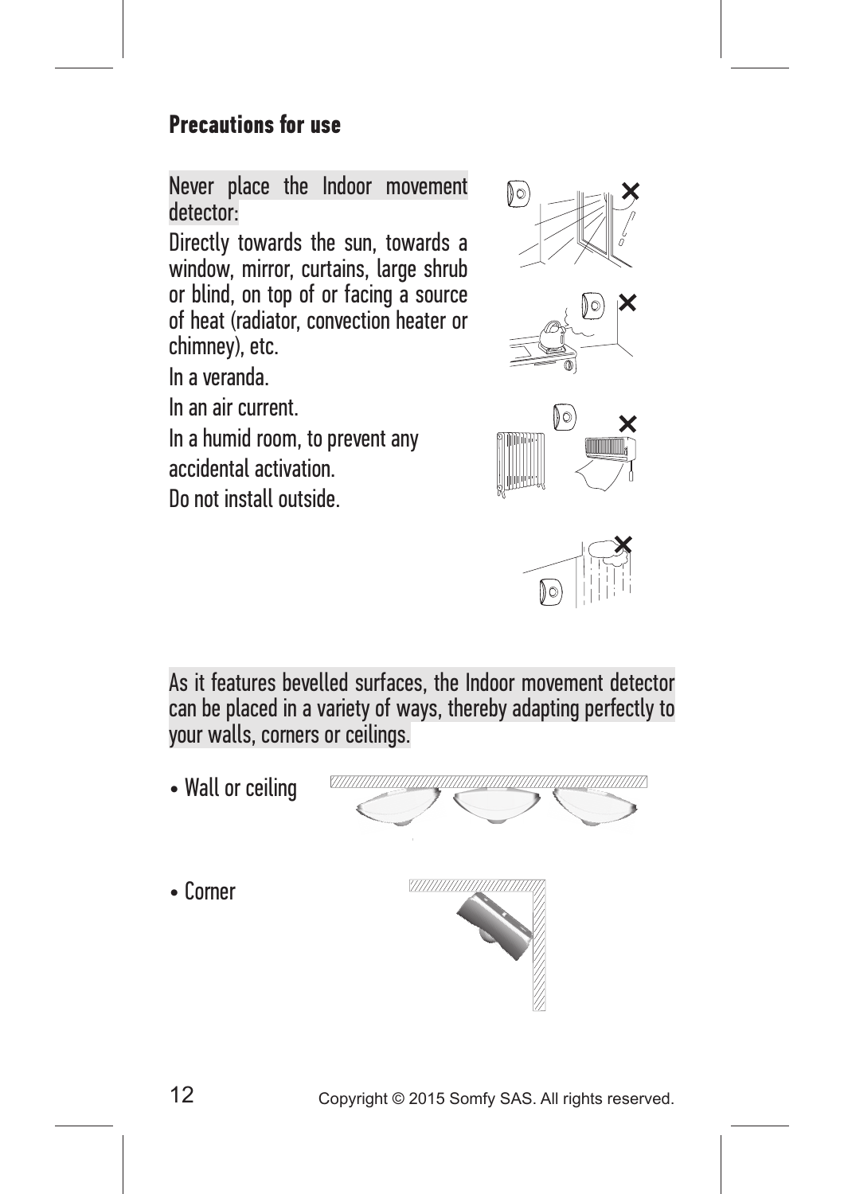## Precautions for use

Never place the Indoor movement detector:

Directly towards the sun, towards a window, mirror, curtains, large shrub or blind, on top of or facing a source of heat (radiator, convection heater or chimney), etc.

In a veranda.

In an air current.

In a humid room, to prevent any accidental activation.

Do not install outside.

As it features bevelled surfaces, the Indoor movement detector can be placed in a variety of ways, thereby adapting perfectly to your walls, corners or ceilings.

- Wall or ceiling
- Corner

Copyright © 2015 Somfy SAS. All rights reserved.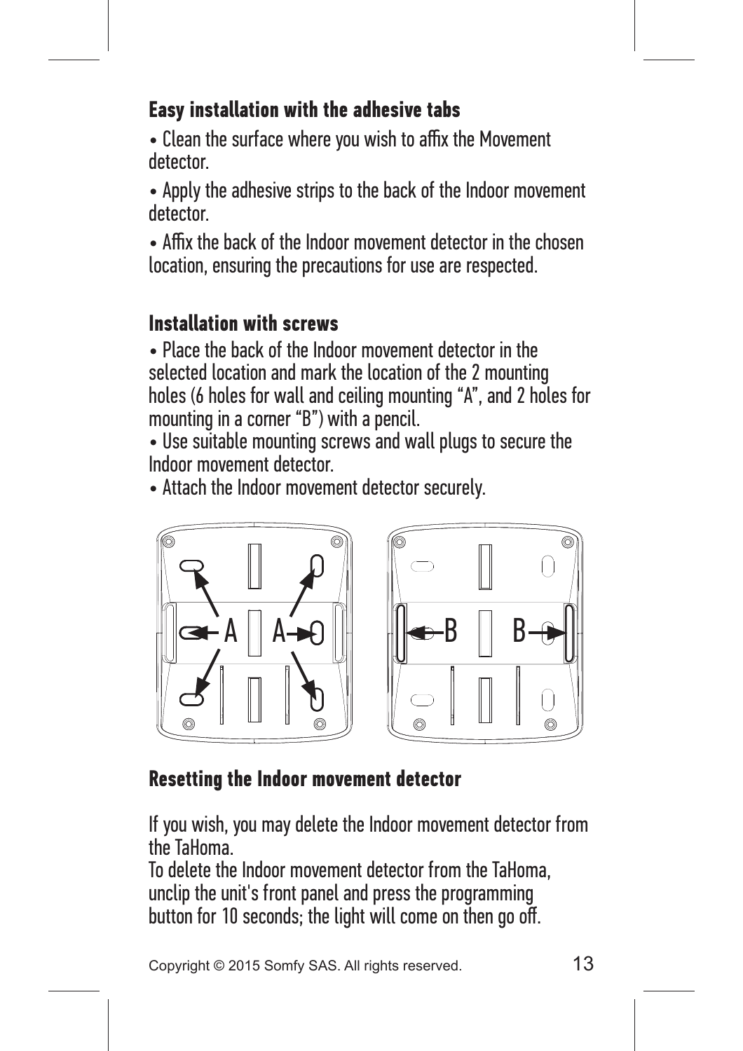## Easy installation with the adhesive tabs

- Clean the surface where you wish to affix the Movement detector.
- Apply the adhesive strips to the back of the Indoor movement detector.
- Affix the back of the Indoor movement detector in the chosen location, ensuring the precautions for use are respected.

## Installation with screws

- Place the back of the Indoor movement detector in the selected location and mark the location of the 2 mounting holes (6 holes for wall and ceiling mounting "A", and 2 holes for mounting in a corner "B") with a pencil.
- Use suitable mounting screws and wall plugs to secure the Indoor movement detector.
- Attach the Indoor movement detector securely.

## Resetting the Indoor movement detector

If you wish, you may delete the Indoor movement detector from the TaHoma.
To delete the Indoor movement detector from the TaHoma, unclip the unit's front panel and press the programming button for 10 seconds; the light will come on then go off.

Copyright © 2015 Somfy SAS. All rights reserved.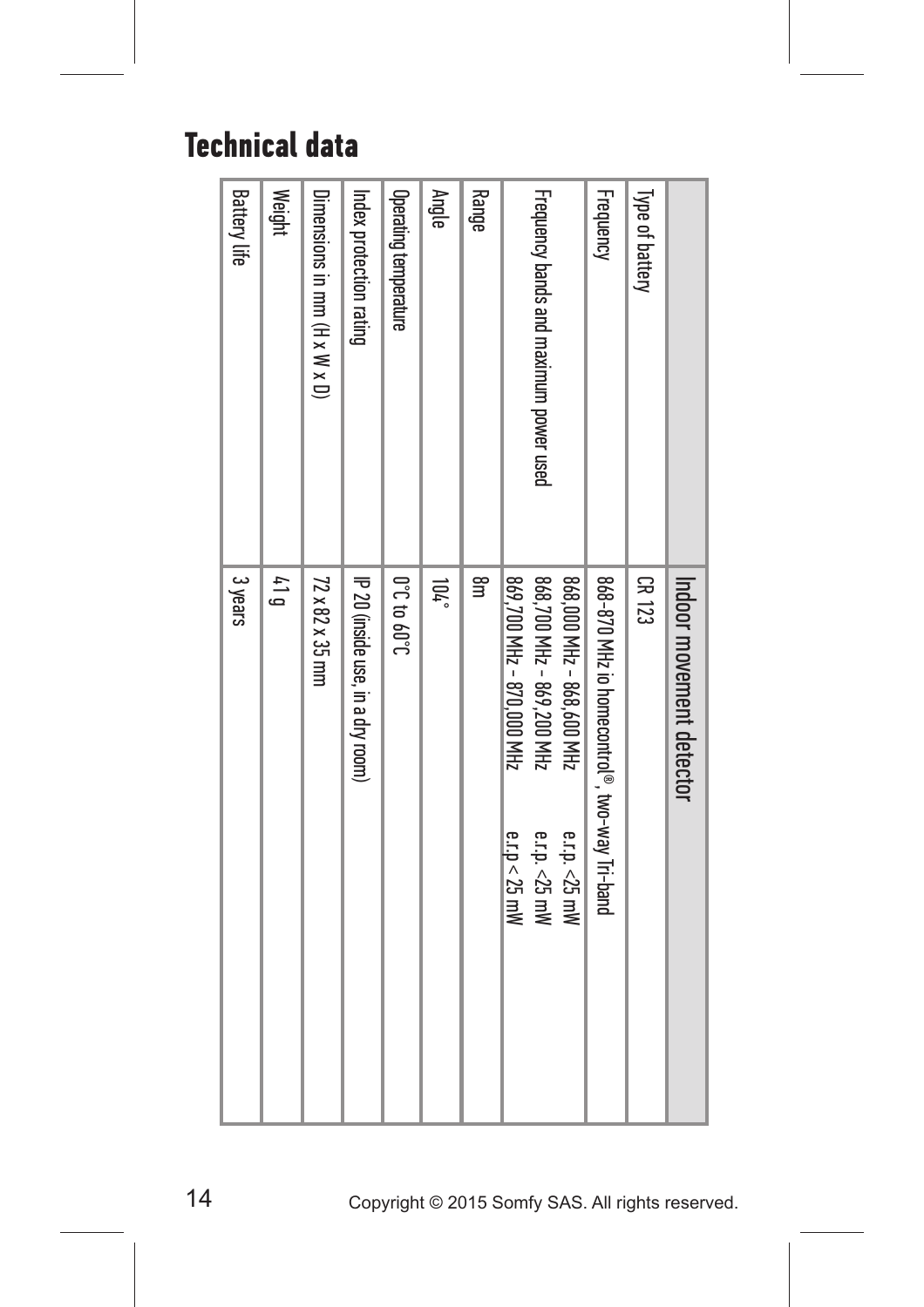# Technical data

| | Indoor movement detector |
|---|---|
| Type of battery | CR 123 |
| Frequency | 868-870 MHz io homecontrol®, two-way Tri-band |
| Frequency bands and maximum power used | 868,000 MHz - 868,600 MHz e.r.p. <25 mW<br>868,700 MHz - 869,200 MHz e.r.p. <25 mW<br>869,700 MHz - 870,000 MHz e.r.p < 25 mW |
| Range | 8m |
| Angle | 104° |
| Operating temperature | 0°C to 60°C |
| Index protection rating | IP 20 (inside use, in a dry room) |
| Dimensions in mm (H x W x D) | 72 x 82 x 35 mm |
| Weight | 41 g |
| Battery life | 3 years |

Copyright © 2015 Somfy SAS. All rights reserved.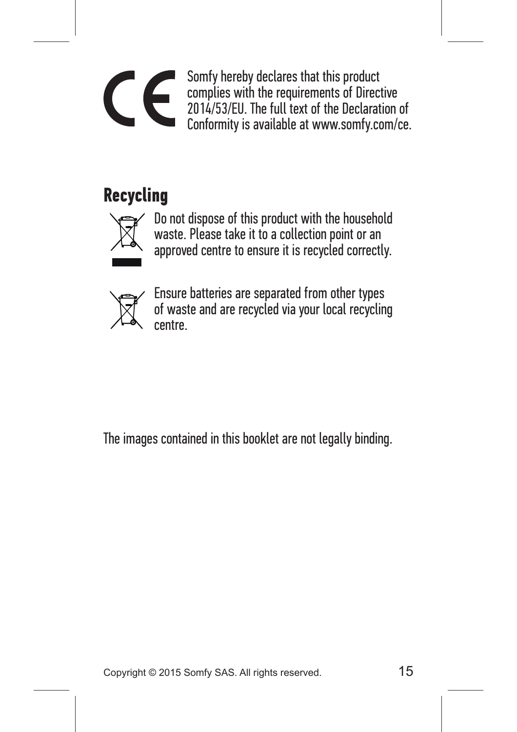CE

Somfy hereby declares that this product complies with the requirements of Directive 2014/53/EU. The full text of the Declaration of Conformity is available at www.somfy.com/ce.

## Recycling

Do not dispose of this product with the household waste. Please take it to a collection point or an approved centre to ensure it is recycled correctly.

Ensure batteries are separated from other types of waste and are recycled via your local recycling centre.

The images contained in this booklet are not legally binding.

Copyright © 2015 Somfy SAS. All rights reserved.